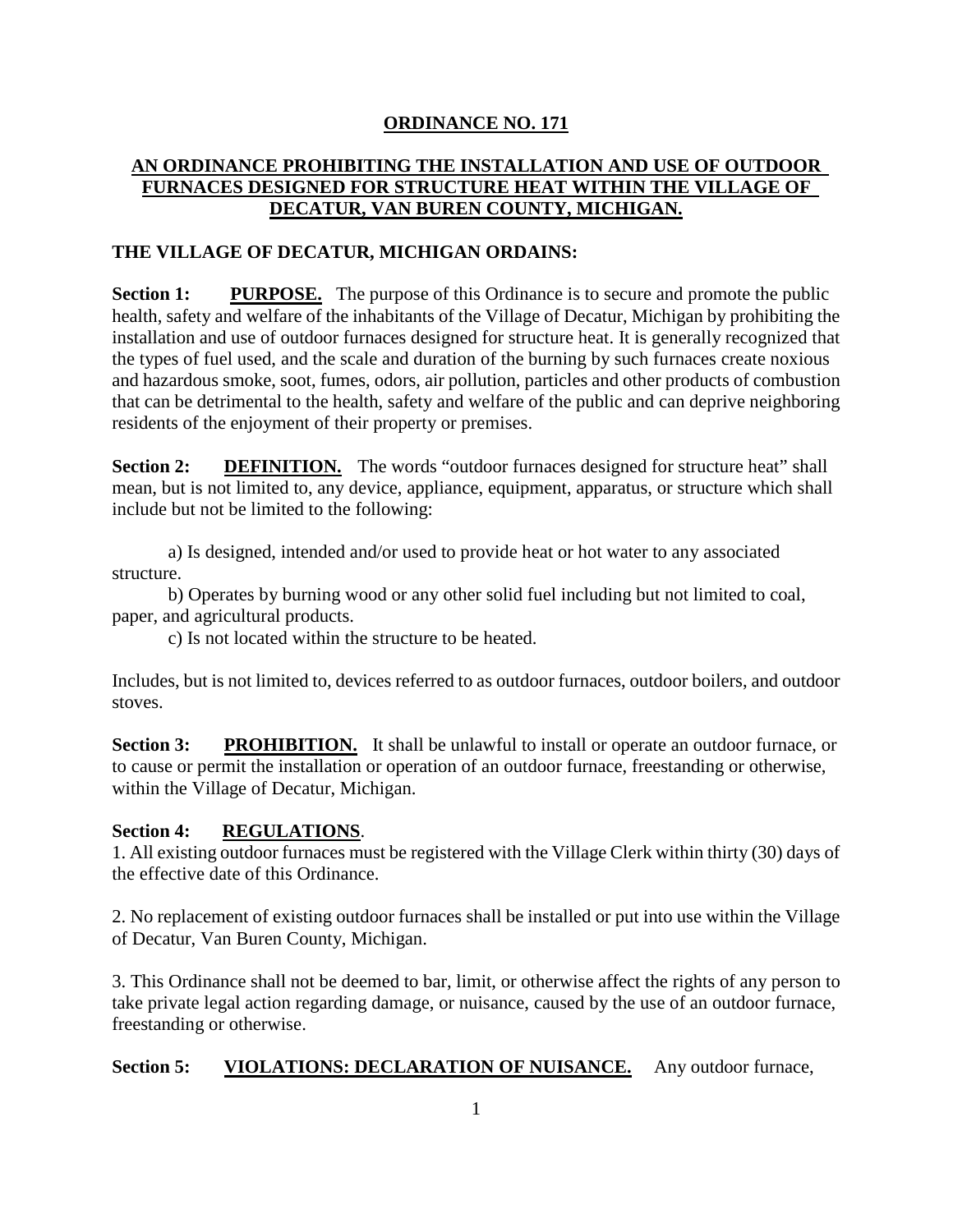# ORDINANCE NO. 171

## AN ORDINANCE PROHIBITING THE INSTALLATION AND USE OF OUTDOOR FURNACES DESIGNED FOR STRUCTURE HEAT WITHIN THE VILLAGE OF DECATUR, VAN BUREN COUNTY, MICHIGAN.

**THE VILLAGE OF DECATUR, MICHIGAN ORDAINS:**

**Section 1: PURPOSE.** The purpose of this Ordinance is to secure and promote the public health, safety and welfare of the inhabitants of the Village of Decatur, Michigan by prohibiting the installation and use of outdoor furnaces designed for structure heat. It is generally recognized that the types of fuel used, and the scale and duration of the burning by such furnaces create noxious and hazardous smoke, soot, fumes, odors, air pollution, particles and other products of combustion that can be detrimental to the health, safety and welfare of the public and can deprive neighboring residents of the enjoyment of their property or premises.

**Section 2: DEFINITION.** The words "outdoor furnaces designed for structure heat" shall mean, but is not limited to, any device, appliance, equipment, apparatus, or structure which shall include but not be limited to the following:

a) Is designed, intended and/or used to provide heat or hot water to any associated structure.

b) Operates by burning wood or any other solid fuel including but not limited to coal, paper, and agricultural products.

c) Is not located within the structure to be heated.

Includes, but is not limited to, devices referred to as outdoor furnaces, outdoor boilers, and outdoor stoves.

**Section 3: PROHIBITION.** It shall be unlawful to install or operate an outdoor furnace, or to cause or permit the installation or operation of an outdoor furnace, freestanding or otherwise, within the Village of Decatur, Michigan.

**Section 4: REGULATIONS.**

1. All existing outdoor furnaces must be registered with the Village Clerk within thirty (30) days of the effective date of this Ordinance.

2. No replacement of existing outdoor furnaces shall be installed or put into use within the Village of Decatur, Van Buren County, Michigan.

3. This Ordinance shall not be deemed to bar, limit, or otherwise affect the rights of any person to take private legal action regarding damage, or nuisance, caused by the use of an outdoor furnace, freestanding or otherwise.

**Section 5: VIOLATIONS: DECLARATION OF NUISANCE.** Any outdoor furnace,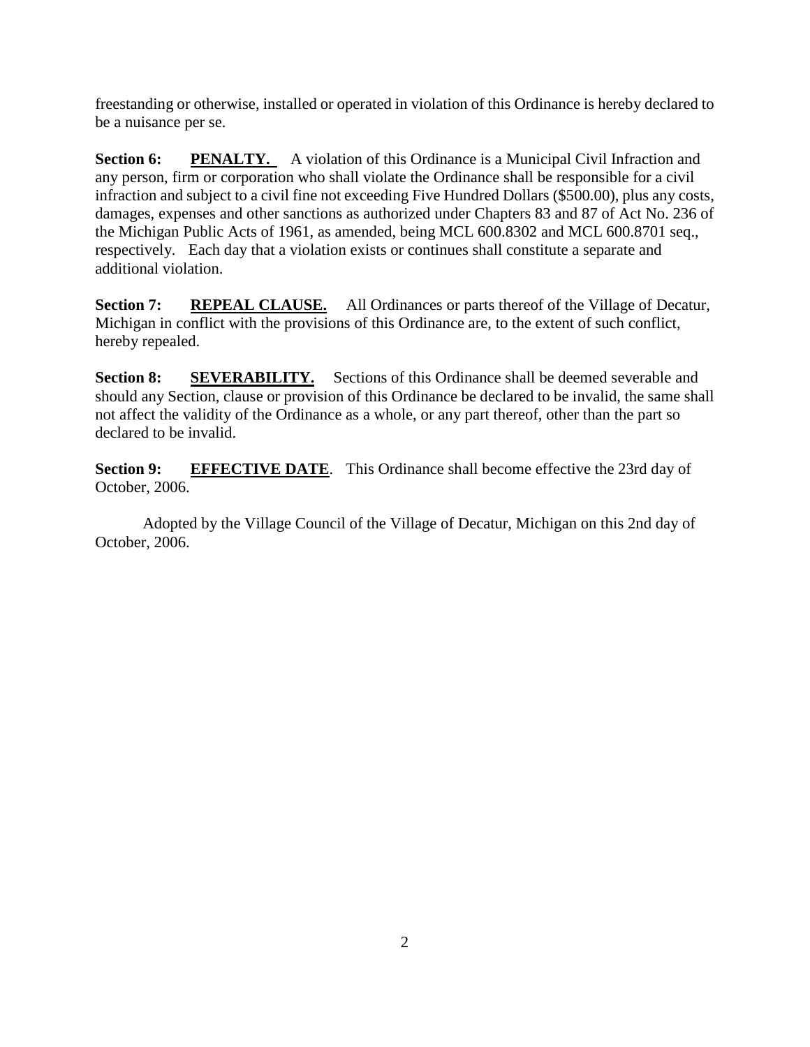freestanding or otherwise, installed or operated in violation of this Ordinance is hereby declared to be a nuisance per se.

**Section 6:** **PENALTY.** A violation of this Ordinance is a Municipal Civil Infraction and any person, firm or corporation who shall violate the Ordinance shall be responsible for a civil infraction and subject to a civil fine not exceeding Five Hundred Dollars ($500.00), plus any costs, damages, expenses and other sanctions as authorized under Chapters 83 and 87 of Act No. 236 of the Michigan Public Acts of 1961, as amended, being MCL 600.8302 and MCL 600.8701 seq., respectively. Each day that a violation exists or continues shall constitute a separate and additional violation.

**Section 7:** **REPEAL CLAUSE.** All Ordinances or parts thereof of the Village of Decatur, Michigan in conflict with the provisions of this Ordinance are, to the extent of such conflict, hereby repealed.

**Section 8:** **SEVERABILITY.** Sections of this Ordinance shall be deemed severable and should any Section, clause or provision of this Ordinance be declared to be invalid, the same shall not affect the validity of the Ordinance as a whole, or any part thereof, other than the part so declared to be invalid.

**Section 9:** **EFFECTIVE DATE**. This Ordinance shall become effective the 23rd day of October, 2006.

Adopted by the Village Council of the Village of Decatur, Michigan on this 2nd day of October, 2006.